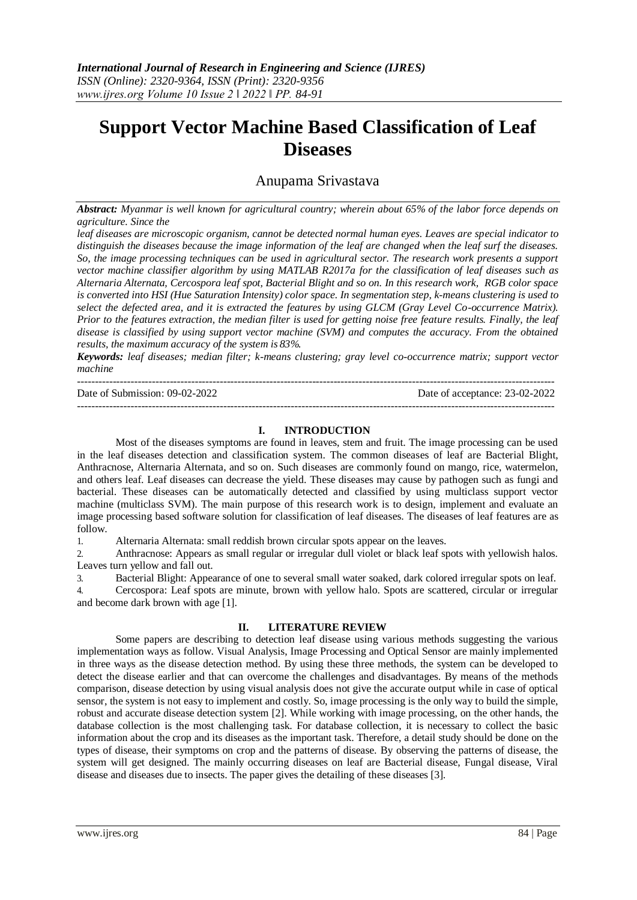# Support Vector Machine Based Classification of Leaf Diseases

Anupama Srivastava

***Abstract:** Myanmar is well known for agricultural country; wherein about 65% of the labor force depends on agriculture. Since the leaf diseases are microscopic organism, cannot be detected normal human eyes. Leaves are special indicator to distinguish the diseases because the image information of the leaf are changed when the leaf surf the diseases. So, the image processing techniques can be used in agricultural sector. The research work presents a support vector machine classifier algorithm by using MATLAB R2017a for the classification of leaf diseases such as Alternaria Alternata, Cercospora leaf spot, Bacterial Blight and so on. In this research work, RGB color space is converted into HSI (Hue Saturation Intensity) color space. In segmentation step, k-means clustering is used to select the defected area, and it is extracted the features by using GLCM (Gray Level Co-occurrence Matrix). Prior to the features extraction, the median filter is used for getting noise free feature results. Finally, the leaf disease is classified by using support vector machine (SVM) and computes the accuracy. From the obtained results, the maximum accuracy of the system is 83%.*

***Keywords:** leaf diseases; median filter; k-means clustering; gray level co-occurrence matrix; support vector machine*

Date of Submission: 09-02-2022 Date of acceptance: 23-02-2022

## I. INTRODUCTION

Most of the diseases symptoms are found in leaves, stem and fruit. The image processing can be used in the leaf diseases detection and classification system. The common diseases of leaf are Bacterial Blight, Anthracnose, Alternaria Alternata, and so on. Such diseases are commonly found on mango, rice, watermelon, and others leaf. Leaf diseases can decrease the yield. These diseases may cause by pathogen such as fungi and bacterial. These diseases can be automatically detected and classified by using multiclass support vector machine (multiclass SVM). The main purpose of this research work is to design, implement and evaluate an image processing based software solution for classification of leaf diseases. The diseases of leaf features are as follow.

1. Alternaria Alternata: small reddish brown circular spots appear on the leaves.
2. Anthracnose: Appears as small regular or irregular dull violet or black leaf spots with yellowish halos. Leaves turn yellow and fall out.
3. Bacterial Blight: Appearance of one to several small water soaked, dark colored irregular spots on leaf.
4. Cercospora: Leaf spots are minute, brown with yellow halo. Spots are scattered, circular or irregular and become dark brown with age [1].

## II. LITERATURE REVIEW

Some papers are describing to detection leaf disease using various methods suggesting the various implementation ways as follow. Visual Analysis, Image Processing and Optical Sensor are mainly implemented in three ways as the disease detection method. By using these three methods, the system can be developed to detect the disease earlier and that can overcome the challenges and disadvantages. By means of the methods comparison, disease detection by using visual analysis does not give the accurate output while in case of optical sensor, the system is not easy to implement and costly. So, image processing is the only way to build the simple, robust and accurate disease detection system [2]. While working with image processing, on the other hands, the database collection is the most challenging task. For database collection, it is necessary to collect the basic information about the crop and its diseases as the important task. Therefore, a detail study should be done on the types of disease, their symptoms on crop and the patterns of disease. By observing the patterns of disease, the system will get designed. The mainly occurring diseases on leaf are Bacterial disease, Fungal disease, Viral disease and diseases due to insects. The paper gives the detailing of these diseases [3].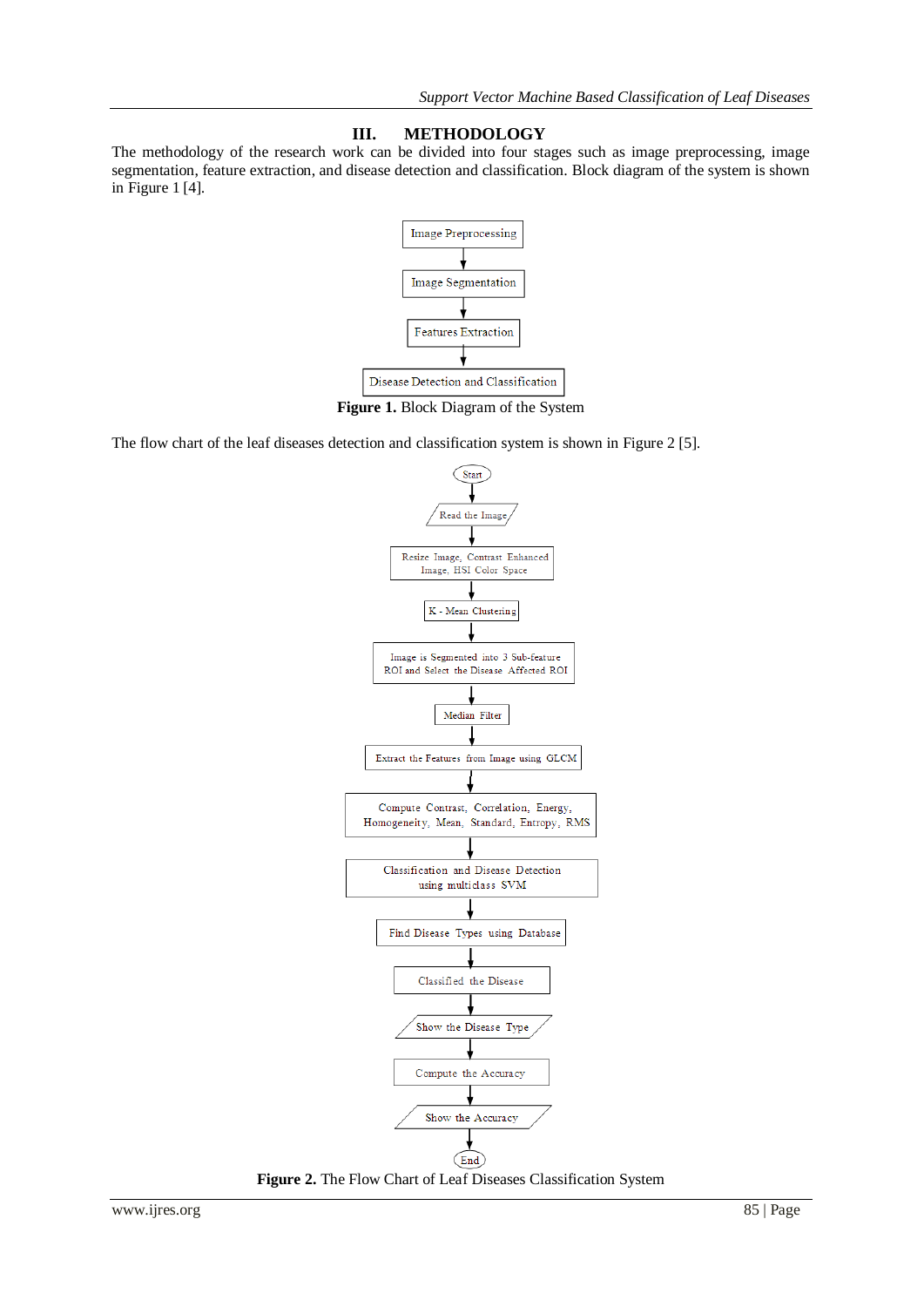## III. METHODOLOGY

The methodology of the research work can be divided into four stages such as image preprocessing, image segmentation, feature extraction, and disease detection and classification. Block diagram of the system is shown in Figure 1 [4].

Image Preprocessing → Image Segmentation → Features Extraction → Disease Detection and Classification

**Figure 1.** Block Diagram of the System

The flow chart of the leaf diseases detection and classification system is shown in Figure 2 [5].

Start → Read the Image → Resize Image, Contrast Enhanced Image, HSI Color Space → K - Mean Clustering → Image is Segmented into 3 Sub-feature ROI and Select the Disease Affected ROI → Median Filter → Extract the Features from Image using GLCM → Compute Contrast, Correlation, Energy, Homogeneity, Mean, Standard, Entropy, RMS → Classification and Disease Detection using multiclass SVM → Find Disease Types using Database → Classified the Disease → Show the Disease Type → Compute the Accuracy → Show the Accuracy → End

**Figure 2.** The Flow Chart of Leaf Diseases Classification System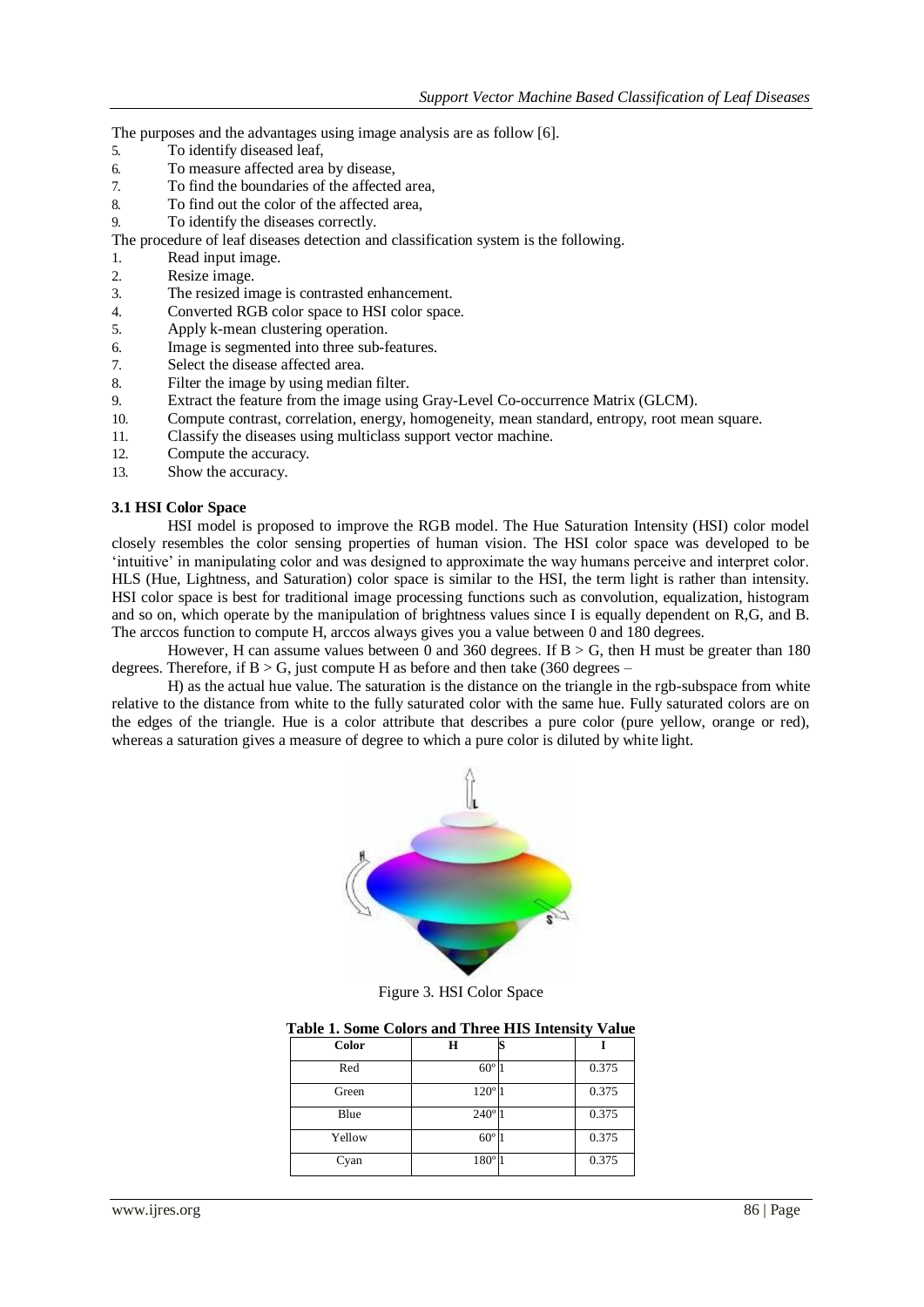The purposes and the advantages using image analysis are as follow [6].

5. To identify diseased leaf,
6. To measure affected area by disease,
7. To find the boundaries of the affected area,
8. To find out the color of the affected area,
9. To identify the diseases correctly.

The procedure of leaf diseases detection and classification system is the following.

1. Read input image.
2. Resize image.
3. The resized image is contrasted enhancement.
4. Converted RGB color space to HSI color space.
5. Apply k-mean clustering operation.
6. Image is segmented into three sub-features.
7. Select the disease affected area.
8. Filter the image by using median filter.
9. Extract the feature from the image using Gray-Level Co-occurrence Matrix (GLCM).
10. Compute contrast, correlation, energy, homogeneity, mean standard, entropy, root mean square.
11. Classify the diseases using multiclass support vector machine.
12. Compute the accuracy.
13. Show the accuracy.

### 3.1 HSI Color Space

HSI model is proposed to improve the RGB model. The Hue Saturation Intensity (HSI) color model closely resembles the color sensing properties of human vision. The HSI color space was developed to be 'intuitive' in manipulating color and was designed to approximate the way humans perceive and interpret color. HLS (Hue, Lightness, and Saturation) color space is similar to the HSI, the term light is rather than intensity. HSI color space is best for traditional image processing functions such as convolution, equalization, histogram and so on, which operate by the manipulation of brightness values since I is equally dependent on R,G, and B. The arccos function to compute H, arccos always gives you a value between 0 and 180 degrees.

However, H can assume values between 0 and 360 degrees. If $B > G$, then H must be greater than 180 degrees. Therefore, if $B > G$, just compute H as before and then take (360 degrees –

H) as the actual hue value. The saturation is the distance on the triangle in the rgb-subspace from white relative to the distance from white to the fully saturated color with the same hue. Fully saturated colors are on the edges of the triangle. Hue is a color attribute that describes a pure color (pure yellow, orange or red), whereas a saturation gives a measure of degree to which a pure color is diluted by white light.

Figure 3. HSI Color Space

**Table 1. Some Colors and Three HIS Intensity Value**

| Color | H | S | I |
|---|---|---|---|
| Red | 60º | 1 | 0.375 |
| Green | 120º | 1 | 0.375 |
| Blue | 240º | 1 | 0.375 |
| Yellow | 60º | 1 | 0.375 |
| Cyan | 180º | 1 | 0.375 |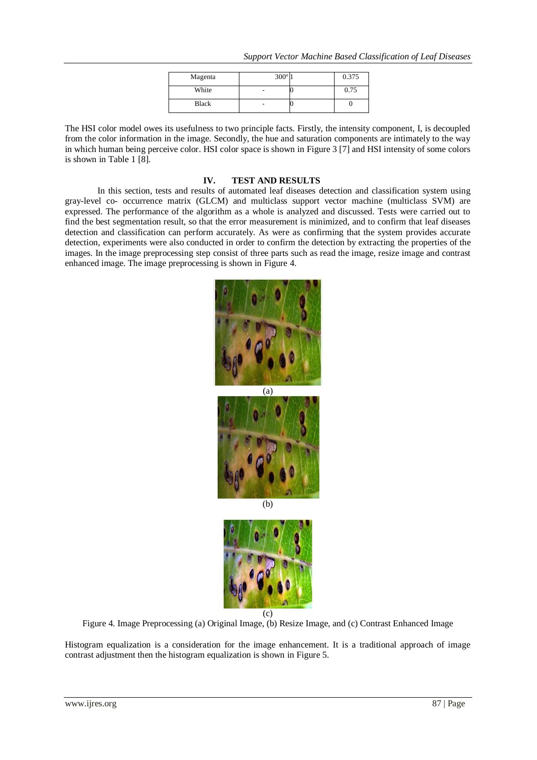| Magenta | 300° | 1 | 0.375 |
|---|---|---|---|
| White | - | 0 | 0.75 |
| Black | - | 0 | 0 |

The HSI color model owes its usefulness to two principle facts. Firstly, the intensity component, I, is decoupled from the color information in the image. Secondly, the hue and saturation components are intimately to the way in which human being perceive color. HSI color space is shown in Figure 3 [7] and HSI intensity of some colors is shown in Table 1 [8].

## IV. TEST AND RESULTS

In this section, tests and results of automated leaf diseases detection and classification system using gray-level co- occurrence matrix (GLCM) and multiclass support vector machine (multiclass SVM) are expressed. The performance of the algorithm as a whole is analyzed and discussed. Tests were carried out to find the best segmentation result, so that the error measurement is minimized, and to confirm that leaf diseases detection and classification can perform accurately. As were as confirming that the system provides accurate detection, experiments were also conducted in order to confirm the detection by extracting the properties of the images. In the image preprocessing step consist of three parts such as read the image, resize image and contrast enhanced image. The image preprocessing is shown in Figure 4.

(a)

(b)

(c)

Figure 4. Image Preprocessing (a) Original Image, (b) Resize Image, and (c) Contrast Enhanced Image

Histogram equalization is a consideration for the image enhancement. It is a traditional approach of image contrast adjustment then the histogram equalization is shown in Figure 5.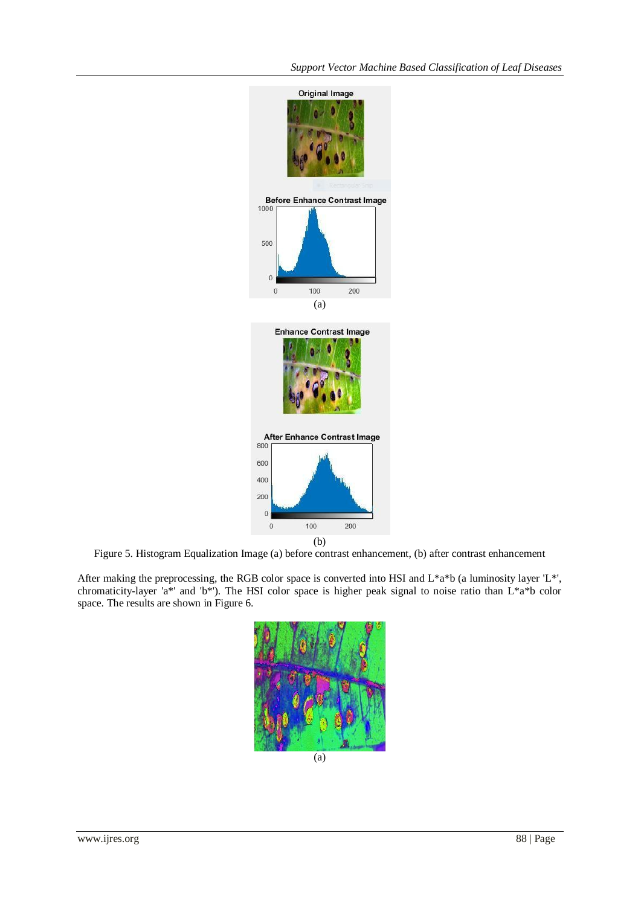(a)

(b)

Figure 5. Histogram Equalization Image (a) before contrast enhancement, (b) after contrast enhancement

After making the preprocessing, the RGB color space is converted into HSI and L*a*b (a luminosity layer 'L*', chromaticity-layer 'a*' and 'b*'). The HSI color space is higher peak signal to noise ratio than L*a*b color space. The results are shown in Figure 6.

(a)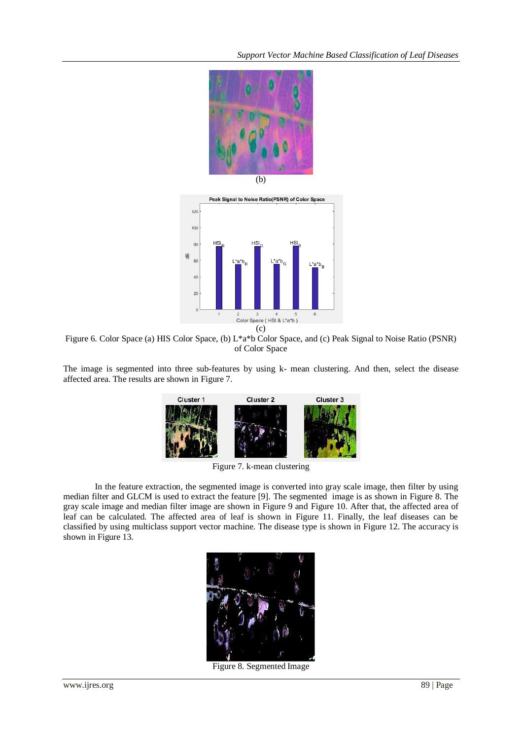(b)

(c)

Figure 6. Color Space (a) HIS Color Space, (b) L*a*b Color Space, and (c) Peak Signal to Noise Ratio (PSNR) of Color Space

The image is segmented into three sub-features by using k- mean clustering. And then, select the disease affected area. The results are shown in Figure 7.

Figure 7. k-mean clustering

In the feature extraction, the segmented image is converted into gray scale image, then filter by using median filter and GLCM is used to extract the feature [9]. The segmented image is as shown in Figure 8. The gray scale image and median filter image are shown in Figure 9 and Figure 10. After that, the affected area of leaf can be calculated. The affected area of leaf is shown in Figure 11. Finally, the leaf diseases can be classified by using multiclass support vector machine. The disease type is shown in Figure 12. The accuracy is shown in Figure 13.

Figure 8. Segmented Image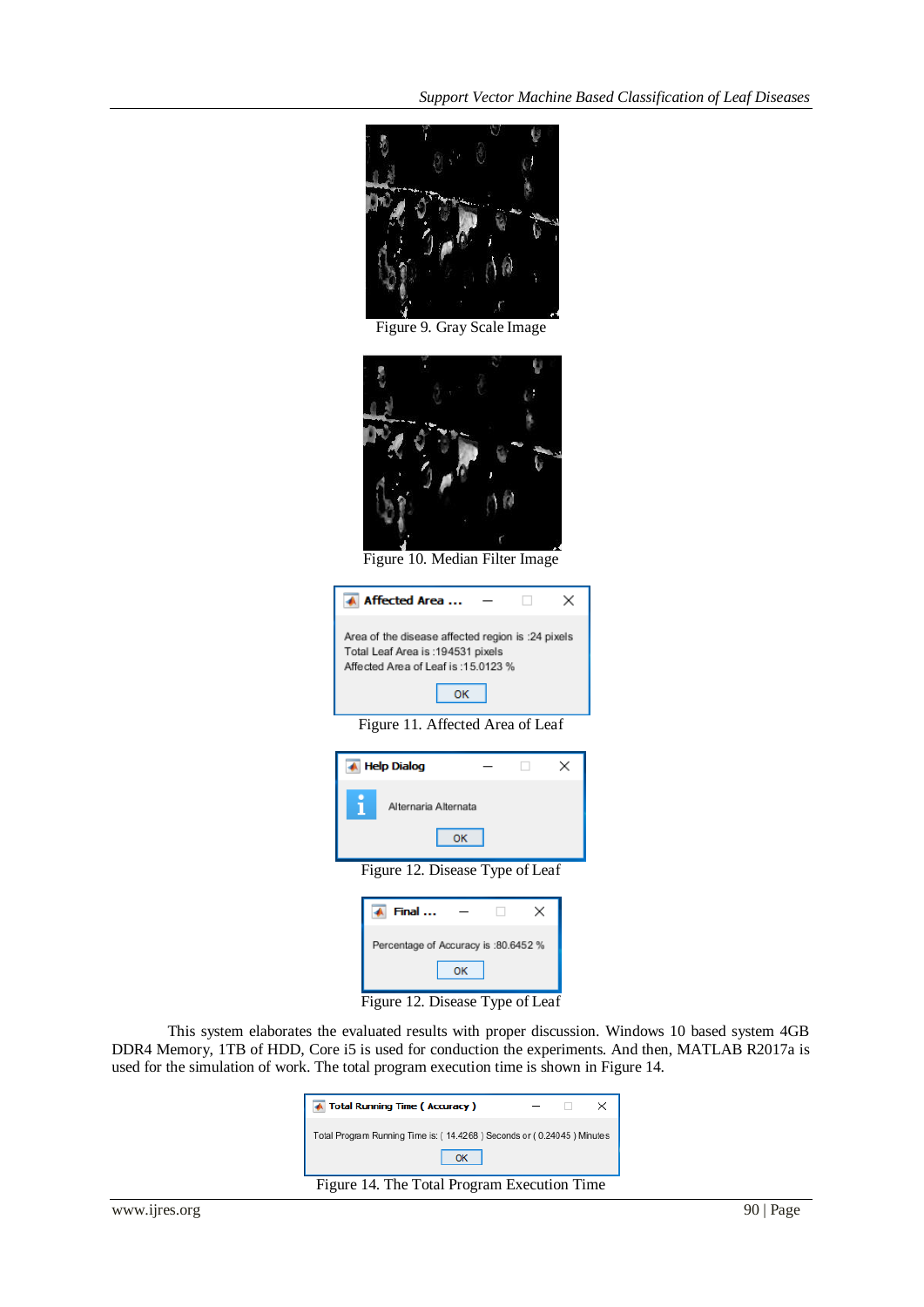Figure 9. Gray Scale Image

Figure 10. Median Filter Image

Affected Area ...

Area of the disease affected region is :24 pixels
Total Leaf Area is :194531 pixels
Affected Area of Leaf is :15.0123 %

OK

Figure 11. Affected Area of Leaf

Help Dialog

Alternaria Alternata

OK

Figure 12. Disease Type of Leaf

Final ...

Percentage of Accuracy is :80.6452 %

OK

Figure 12. Disease Type of Leaf

This system elaborates the evaluated results with proper discussion. Windows 10 based system 4GB DDR4 Memory, 1TB of HDD, Core i5 is used for conduction the experiments. And then, MATLAB R2017a is used for the simulation of work. The total program execution time is shown in Figure 14.

Total Running Time ( Accuracy )

Total Program Running Time is: ( 14.4268 ) Seconds or ( 0.24045 ) Minutes

OK

Figure 14. The Total Program Execution Time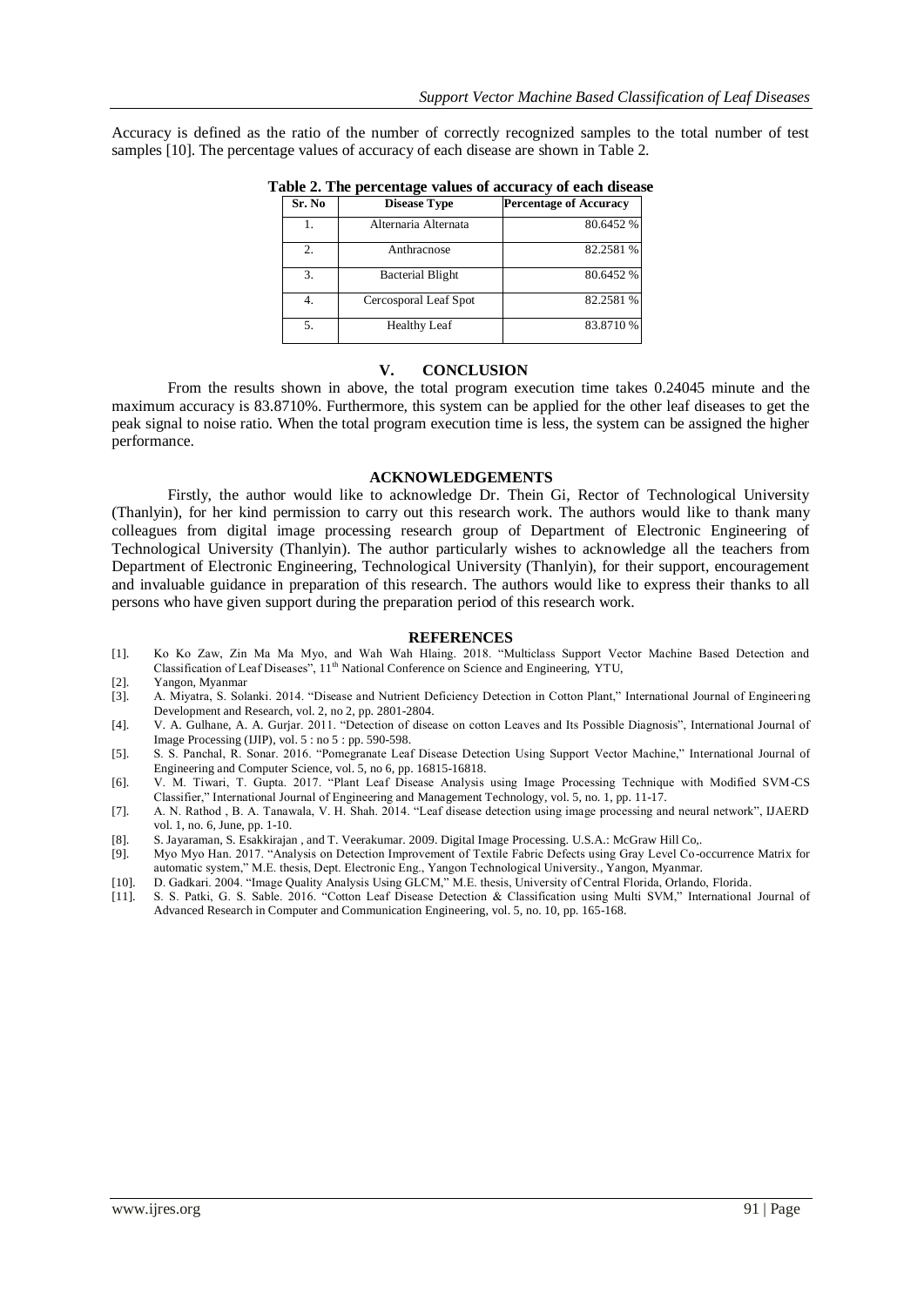Accuracy is defined as the ratio of the number of correctly recognized samples to the total number of test samples [10]. The percentage values of accuracy of each disease are shown in Table 2.

**Table 2. The percentage values of accuracy of each disease**

| Sr. No | Disease Type | Percentage of Accuracy |
|---|---|---|
| 1. | Alternaria Alternata | 80.6452 % |
| 2. | Anthracnose | 82.2581 % |
| 3. | Bacterial Blight | 80.6452 % |
| 4. | Cercosporal Leaf Spot | 82.2581 % |
| 5. | Healthy Leaf | 83.8710 % |

## V. CONCLUSION

From the results shown in above, the total program execution time takes 0.24045 minute and the maximum accuracy is 83.8710%. Furthermore, this system can be applied for the other leaf diseases to get the peak signal to noise ratio. When the total program execution time is less, the system can be assigned the higher performance.

## ACKNOWLEDGEMENTS

Firstly, the author would like to acknowledge Dr. Thein Gi, Rector of Technological University (Thanlyin), for her kind permission to carry out this research work. The authors would like to thank many colleagues from digital image processing research group of Department of Electronic Engineering of Technological University (Thanlyin). The author particularly wishes to acknowledge all the teachers from Department of Electronic Engineering, Technological University (Thanlyin), for their support, encouragement and invaluable guidance in preparation of this research. The authors would like to express their thanks to all persons who have given support during the preparation period of this research work.

## REFERENCES

[1]. Ko Ko Zaw, Zin Ma Ma Myo, and Wah Wah Hlaing. 2018. "Multiclass Support Vector Machine Based Detection and Classification of Leaf Diseases", 11th National Conference on Science and Engineering, YTU,

[2]. Yangon, Myanmar

[3]. A. Miyatra, S. Solanki. 2014. "Disease and Nutrient Deficiency Detection in Cotton Plant," International Journal of Engineering Development and Research, vol. 2, no 2, pp. 2801-2804.

[4]. V. A. Gulhane, A. A. Gurjar. 2011. "Detection of disease on cotton Leaves and Its Possible Diagnosis", International Journal of Image Processing (IJIP), vol. 5 : no 5 : pp. 590-598.

[5]. S. S. Panchal, R. Sonar. 2016. "Pomegranate Leaf Disease Detection Using Support Vector Machine," International Journal of Engineering and Computer Science, vol. 5, no 6, pp. 16815-16818.

[6]. V. M. Tiwari, T. Gupta. 2017. "Plant Leaf Disease Analysis using Image Processing Technique with Modified SVM-CS Classifier," International Journal of Engineering and Management Technology, vol. 5, no. 1, pp. 11-17.

[7]. A. N. Rathod , B. A. Tanawala, V. H. Shah. 2014. "Leaf disease detection using image processing and neural network", IJAERD vol. 1, no. 6, June, pp. 1-10.

[8]. S. Jayaraman, S. Esakkirajan , and T. Veerakumar. 2009. Digital Image Processing. U.S.A.: McGraw Hill Co,.

[9]. Myo Myo Han. 2017. "Analysis on Detection Improvement of Textile Fabric Defects using Gray Level Co-occurrence Matrix for automatic system," M.E. thesis, Dept. Electronic Eng., Yangon Technological University., Yangon, Myanmar.

[10]. D. Gadkari. 2004. "Image Quality Analysis Using GLCM," M.E. thesis, University of Central Florida, Orlando, Florida.

[11]. S. S. Patki, G. S. Sable. 2016. "Cotton Leaf Disease Detection & Classification using Multi SVM," International Journal of Advanced Research in Computer and Communication Engineering, vol. 5, no. 10, pp. 165-168.